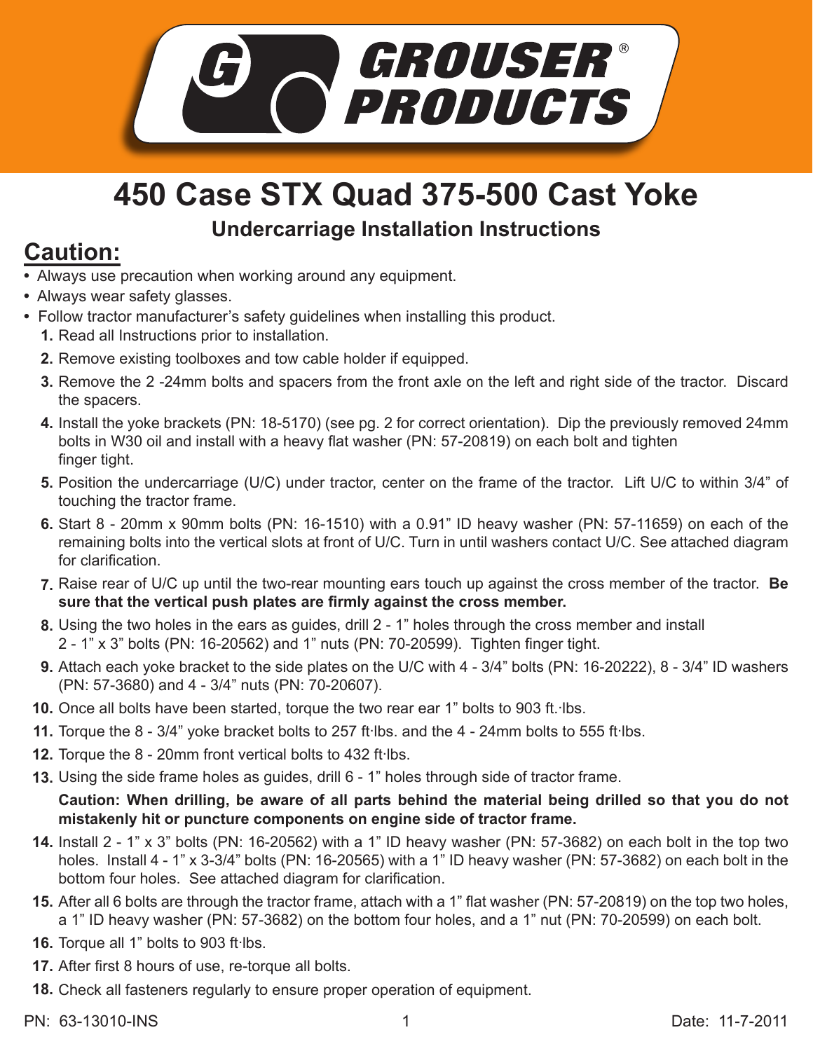# GROUSER® PRODUCTS

# 450 Case STX Quad 375-500 Cast Yoke

## Undercarriage Installation Instructions

## Caution:

- Always use precaution when working around any equipment.
- Always wear safety glasses.
- Follow tractor manufacturer's safety guidelines when installing this product.

1. Read all Instructions prior to installation.
2. Remove existing toolboxes and tow cable holder if equipped.
3. Remove the 2 -24mm bolts and spacers from the front axle on the left and right side of the tractor. Discard the spacers.
4. Install the yoke brackets (PN: 18-5170) (see pg. 2 for correct orientation). Dip the previously removed 24mm bolts in W30 oil and install with a heavy flat washer (PN: 57-20819) on each bolt and tighten finger tight.
5. Position the undercarriage (U/C) under tractor, center on the frame of the tractor. Lift U/C to within 3/4" of touching the tractor frame.
6. Start 8 - 20mm x 90mm bolts (PN: 16-1510) with a 0.91" ID heavy washer (PN: 57-11659) on each of the remaining bolts into the vertical slots at front of U/C. Turn in until washers contact U/C. See attached diagram for clarification.
7. Raise rear of U/C up until the two-rear mounting ears touch up against the cross member of the tractor. **Be sure that the vertical push plates are firmly against the cross member.**
8. Using the two holes in the ears as guides, drill 2 - 1" holes through the cross member and install 2 - 1" x 3" bolts (PN: 16-20562) and 1" nuts (PN: 70-20599). Tighten finger tight.
9. Attach each yoke bracket to the side plates on the U/C with 4 - 3/4" bolts (PN: 16-20222), 8 - 3/4" ID washers (PN: 57-3680) and 4 - 3/4" nuts (PN: 70-20607).
10. Once all bolts have been started, torque the two rear ear 1" bolts to 903 ft.·lbs.
11. Torque the 8 - 3/4" yoke bracket bolts to 257 ft·lbs. and the 4 - 24mm bolts to 555 ft·lbs.
12. Torque the 8 - 20mm front vertical bolts to 432 ft·lbs.
13. Using the side frame holes as guides, drill 6 - 1" holes through side of tractor frame.

    **Caution: When drilling, be aware of all parts behind the material being drilled so that you do not mistakenly hit or puncture components on engine side of tractor frame.**
14. Install 2 - 1" x 3" bolts (PN: 16-20562) with a 1" ID heavy washer (PN: 57-3682) on each bolt in the top two holes. Install 4 - 1" x 3-3/4" bolts (PN: 16-20565) with a 1" ID heavy washer (PN: 57-3682) on each bolt in the bottom four holes. See attached diagram for clarification.
15. After all 6 bolts are through the tractor frame, attach with a 1" flat washer (PN: 57-20819) on the top two holes, a 1" ID heavy washer (PN: 57-3682) on the bottom four holes, and a 1" nut (PN: 70-20599) on each bolt.
16. Torque all 1" bolts to 903 ft·lbs.
17. After first 8 hours of use, re-torque all bolts.
18. Check all fasteners regularly to ensure proper operation of equipment.

PN: 63-13010-INS Date: 11-7-2011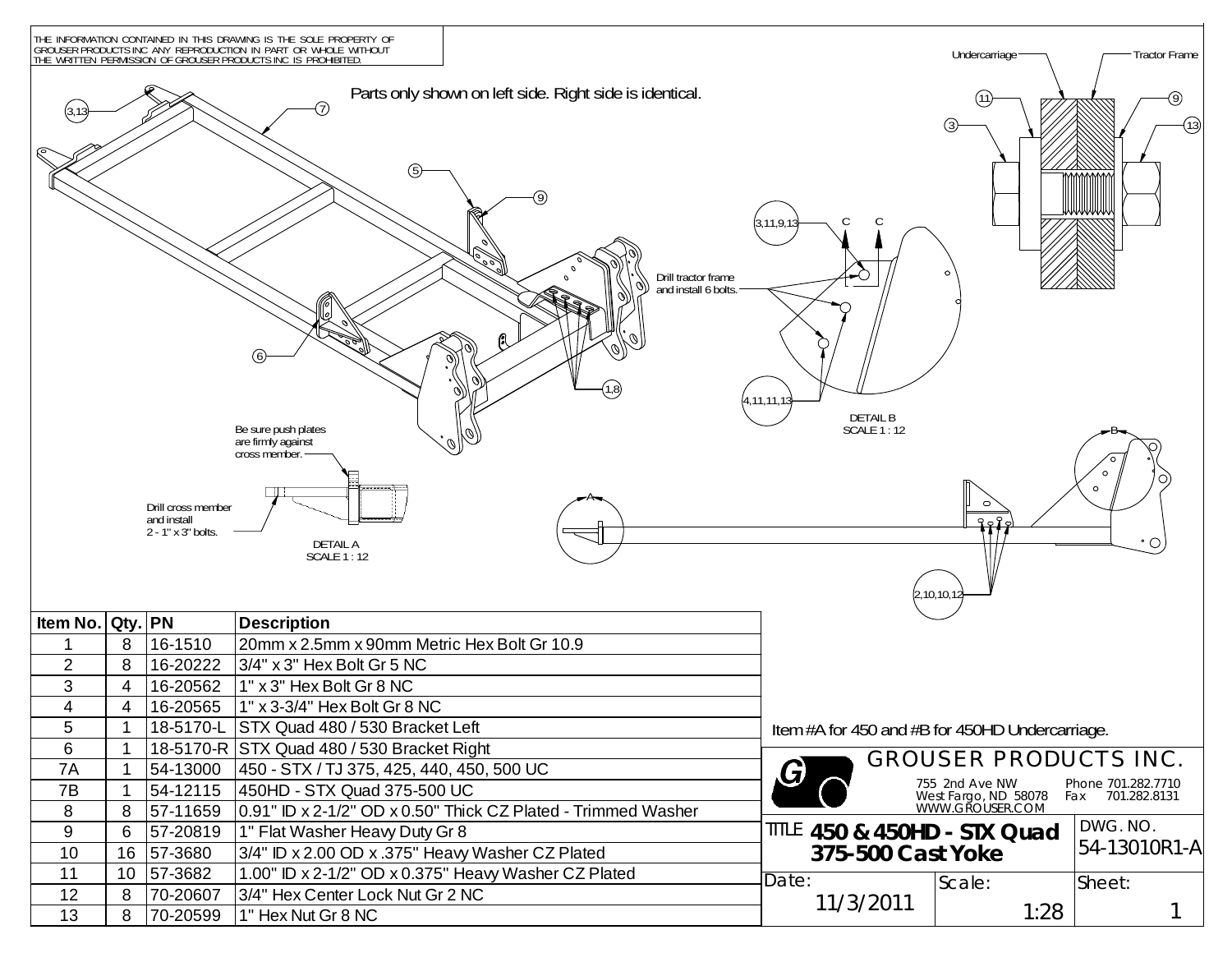THE INFORMATION CONTAINED IN THIS DRAWING IS THE SOLE PROPERTY OF GROUSER PRODUCTS INC ANY REPRODUCTION IN PART OR WHOLE WITHOUT THE WRITTEN PERMISSION OF GROUSER PRODUCTS INC IS PROHIBITED.

Parts only shown on left side. Right side is identical.

Drill tractor frame and install 6 bolts.

Be sure push plates are firmly against cross member.

Drill cross member and install 2 - 1" x 3" bolts.

DETAIL A
SCALE 1 : 12

DETAIL B
SCALE 1 : 12

Undercarriage

Tractor Frame

| Item No. | Qty. | PN | Description |
|---|---|---|---|
| 1 | 8 | 16-1510 | 20mm x 2.5mm x 90mm Metric Hex Bolt Gr 10.9 |
| 2 | 8 | 16-20222 | 3/4" x 3" Hex Bolt Gr 5 NC |
| 3 | 4 | 16-20562 | 1" x 3" Hex Bolt Gr 8 NC |
| 4 | 4 | 16-20565 | 1" x 3-3/4" Hex Bolt Gr 8 NC |
| 5 | 1 | 18-5170-L | STX Quad 480 / 530 Bracket Left |
| 6 | 1 | 18-5170-R | STX Quad 480 / 530 Bracket Right |
| 7A | 1 | 54-13000 | 450 - STX / TJ 375, 425, 440, 450, 500 UC |
| 7B | 1 | 54-12115 | 450HD - STX Quad 375-500 UC |
| 8 | 8 | 57-11659 | 0.91" ID x 2-1/2" OD x 0.50" Thick CZ Plated - Trimmed Washer |
| 9 | 6 | 57-20819 | 1" Flat Washer Heavy Duty Gr 8 |
| 10 | 16 | 57-3680 | 3/4" ID x 2.00 OD x .375" Heavy Washer CZ Plated |
| 11 | 10 | 57-3682 | 1.00" ID x 2-1/2" OD x 0.375" Heavy Washer CZ Plated |
| 12 | 8 | 70-20607 | 3/4" Hex Center Lock Nut Gr 2 NC |
| 13 | 8 | 70-20599 | 1" Hex Nut Gr 8 NC |

Item #A for 450 and #B for 450HD Undercarriage.

GROUSER PRODUCTS INC.
755 2nd Ave NW
West Fargo, ND 58078
WWW.GROUSER.COM
Phone 701.282.7710
Fax 701.282.8131

TITLE **450 & 450HD - STX Quad 375-500 Cast Yoke**

DWG. NO. 54-13010R1-A

Date: 11/3/2011

Scale: 1:28

Sheet: 1